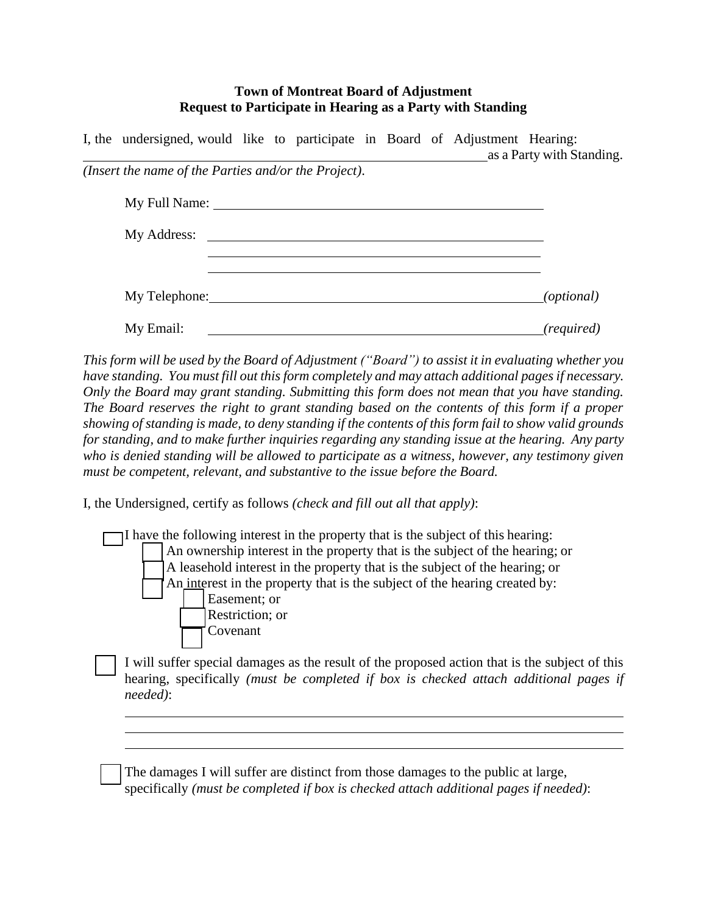**Town of Montreat Board of Adjustment**
**Request to Participate in Hearing as a Party with Standing**

I, the undersigned, would like to participate in Board of Adjustment Hearing: ______________________________ as a Party with Standing.
*(Insert the name of the Parties and/or the Project).*

My Full Name: ______________________________

My Address: ______________________________
______________________________
______________________________

My Telephone: ______________________________ *(optional)*

My Email: ______________________________ *(required)*

*This form will be used by the Board of Adjustment ("Board") to assist it in evaluating whether you have standing. You must fill out this form completely and may attach additional pages if necessary. Only the Board may grant standing. Submitting this form does not mean that you have standing. The Board reserves the right to grant standing based on the contents of this form if a proper showing of standing is made, to deny standing if the contents of this form fail to show valid grounds for standing, and to make further inquiries regarding any standing issue at the hearing. Any party who is denied standing will be allowed to participate as a witness, however, any testimony given must be competent, relevant, and substantive to the issue before the Board.*

I, the Undersigned, certify as follows *(check and fill out all that apply)*:

- ☐ I have the following interest in the property that is the subject of this hearing:
  - ☐ An ownership interest in the property that is the subject of the hearing; or
  - ☐ A leasehold interest in the property that is the subject of the hearing; or
  - ☐ An interest in the property that is the subject of the hearing created by:
    - ☐ Easement; or
    - ☐ Restriction; or
    - ☐ Covenant

- ☐ I will suffer special damages as the result of the proposed action that is the subject of this hearing, specifically *(must be completed if box is checked attach additional pages if needed)*:

  ______________________________
  ______________________________
  ______________________________

- ☐ The damages I will suffer are distinct from those damages to the public at large, specifically *(must be completed if box is checked attach additional pages if needed)*: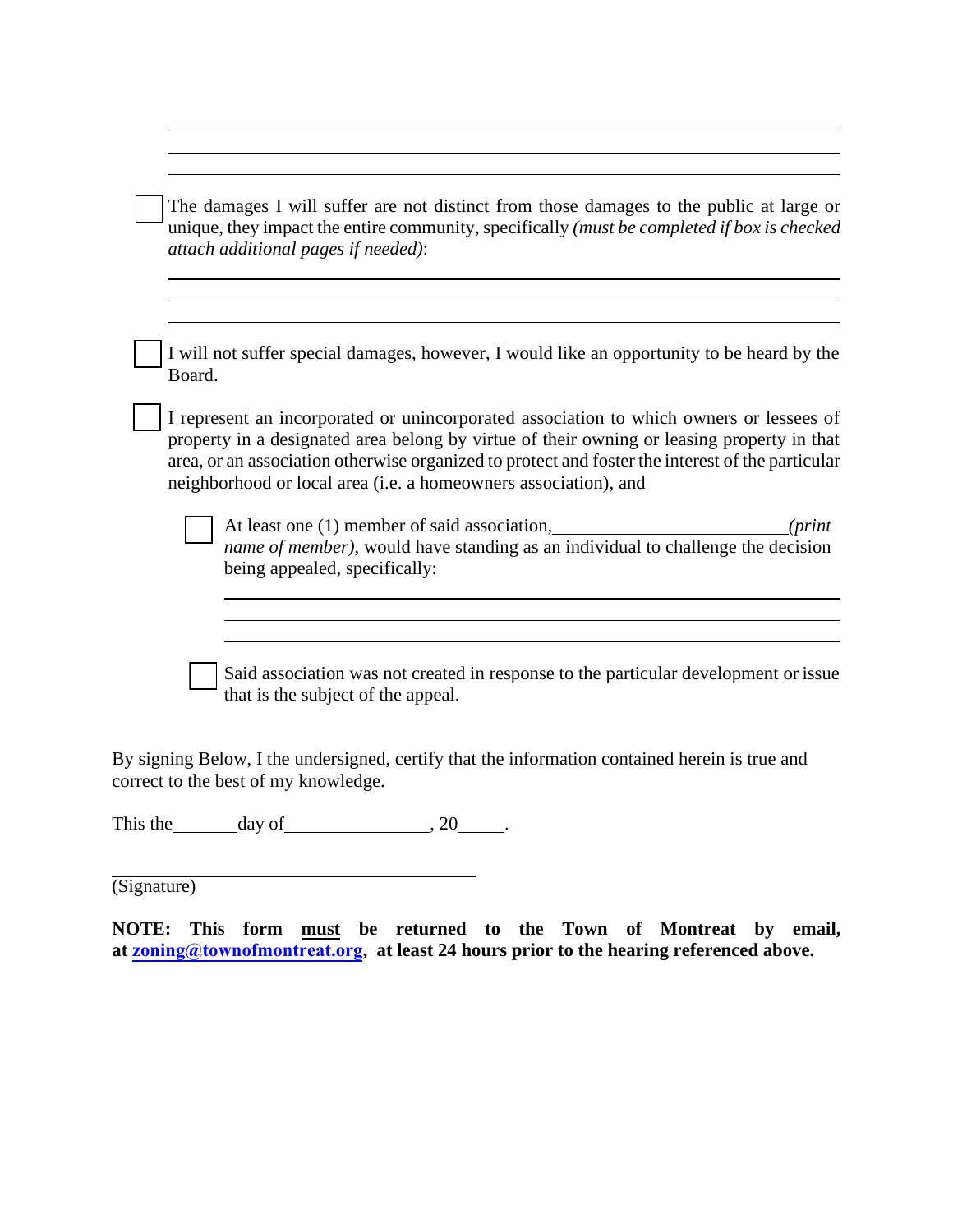______________________________________________________________________

______________________________________________________________________

______________________________________________________________________

☐ The damages I will suffer are not distinct from those damages to the public at large or unique, they impact the entire community, specifically *(must be completed if box is checked attach additional pages if needed)*:

______________________________________________________________________

______________________________________________________________________

______________________________________________________________________

☐ I will not suffer special damages, however, I would like an opportunity to be heard by the Board.

☐ I represent an incorporated or unincorporated association to which owners or lessees of property in a designated area belong by virtue of their owning or leasing property in that area, or an association otherwise organized to protect and foster the interest of the particular neighborhood or local area (i.e. a homeowners association), and

- ☐ At least one (1) member of said association, ________________________ *(print name of member)*, would have standing as an individual to challenge the decision being appealed, specifically:

  ______________________________________________________________________

  ______________________________________________________________________

  ______________________________________________________________________

- ☐ Said association was not created in response to the particular development or issue that is the subject of the appeal.

By signing Below, I the undersigned, certify that the information contained herein is true and correct to the best of my knowledge.

This the_______day of________________, 20_____.

______________________________________
(Signature)

**NOTE: This form <u>must</u> be returned to the Town of Montreat by email, at zoning@townofmontreat.org, at least 24 hours prior to the hearing referenced above.**